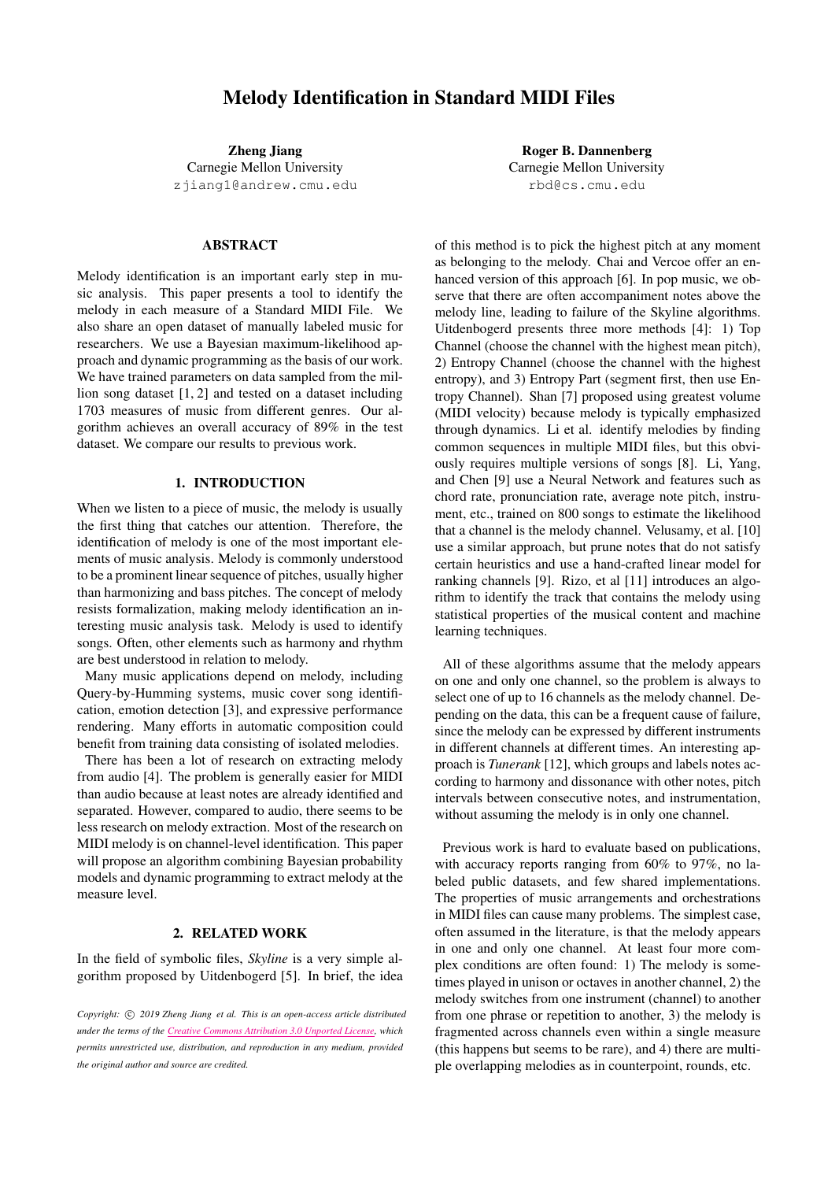# Melody Identification in Standard MIDI Files

**Zheng Jiang**
Carnegie Mellon University
zjiang1@andrew.cmu.edu

**Roger B. Dannenberg**
Carnegie Mellon University
rbd@cs.cmu.edu

## ABSTRACT

Melody identification is an important early step in music analysis. This paper presents a tool to identify the melody in each measure of a Standard MIDI File. We also share an open dataset of manually labeled music for researchers. We use a Bayesian maximum-likelihood approach and dynamic programming as the basis of our work. We have trained parameters on data sampled from the million song dataset [1, 2] and tested on a dataset including 1703 measures of music from different genres. Our algorithm achieves an overall accuracy of 89% in the test dataset. We compare our results to previous work.

## 1. INTRODUCTION

When we listen to a piece of music, the melody is usually the first thing that catches our attention. Therefore, the identification of melody is one of the most important elements of music analysis. Melody is commonly understood to be a prominent linear sequence of pitches, usually higher than harmonizing and bass pitches. The concept of melody resists formalization, making melody identification an interesting music analysis task. Melody is used to identify songs. Often, other elements such as harmony and rhythm are best understood in relation to melody.

Many music applications depend on melody, including Query-by-Humming systems, music cover song identification, emotion detection [3], and expressive performance rendering. Many efforts in automatic composition could benefit from training data consisting of isolated melodies.

There has been a lot of research on extracting melody from audio [4]. The problem is generally easier for MIDI than audio because at least notes are already identified and separated. However, compared to audio, there seems to be less research on melody extraction. Most of the research on MIDI melody is on channel-level identification. This paper will propose an algorithm combining Bayesian probability models and dynamic programming to extract melody at the measure level.

## 2. RELATED WORK

In the field of symbolic files, *Skyline* is a very simple algorithm proposed by Uitdenbogerd [5]. In brief, the idea of this method is to pick the highest pitch at any moment as belonging to the melody. Chai and Vercoe offer an enhanced version of this approach [6]. In pop music, we observe that there are often accompaniment notes above the melody line, leading to failure of the Skyline algorithms. Uitdenbogerd presents three more methods [4]: 1) Top Channel (choose the channel with the highest mean pitch), 2) Entropy Channel (choose the channel with the highest entropy), and 3) Entropy Part (segment first, then use Entropy Channel). Shan [7] proposed using greatest volume (MIDI velocity) because melody is typically emphasized through dynamics. Li et al. identify melodies by finding common sequences in multiple MIDI files, but this obviously requires multiple versions of songs [8]. Li, Yang, and Chen [9] use a Neural Network and features such as chord rate, pronunciation rate, average note pitch, instrument, etc., trained on 800 songs to estimate the likelihood that a channel is the melody channel. Velusamy, et al. [10] use a similar approach, but prune notes that do not satisfy certain heuristics and use a hand-crafted linear model for ranking channels [9]. Rizo, et al [11] introduces an algorithm to identify the track that contains the melody using statistical properties of the musical content and machine learning techniques.

All of these algorithms assume that the melody appears on one and only one channel, so the problem is always to select one of up to 16 channels as the melody channel. Depending on the data, this can be a frequent cause of failure, since the melody can be expressed by different instruments in different channels at different times. An interesting approach is *Tunerank* [12], which groups and labels notes according to harmony and dissonance with other notes, pitch intervals between consecutive notes, and instrumentation, without assuming the melody is in only one channel.

Previous work is hard to evaluate based on publications, with accuracy reports ranging from 60% to 97%, no labeled public datasets, and few shared implementations. The properties of music arrangements and orchestrations in MIDI files can cause many problems. The simplest case, often assumed in the literature, is that the melody appears in one and only one channel. At least four more complex conditions are often found: 1) The melody is sometimes played in unison or octaves in another channel, 2) the melody switches from one instrument (channel) to another from one phrase or repetition to another, 3) the melody is fragmented across channels even within a single measure (this happens but seems to be rare), and 4) there are multiple overlapping melodies as in counterpoint, rounds, etc.

*Copyright: © 2019 Zheng Jiang et al. This is an open-access article distributed under the terms of the Creative Commons Attribution 3.0 Unported License, which permits unrestricted use, distribution, and reproduction in any medium, provided the original author and source are credited.*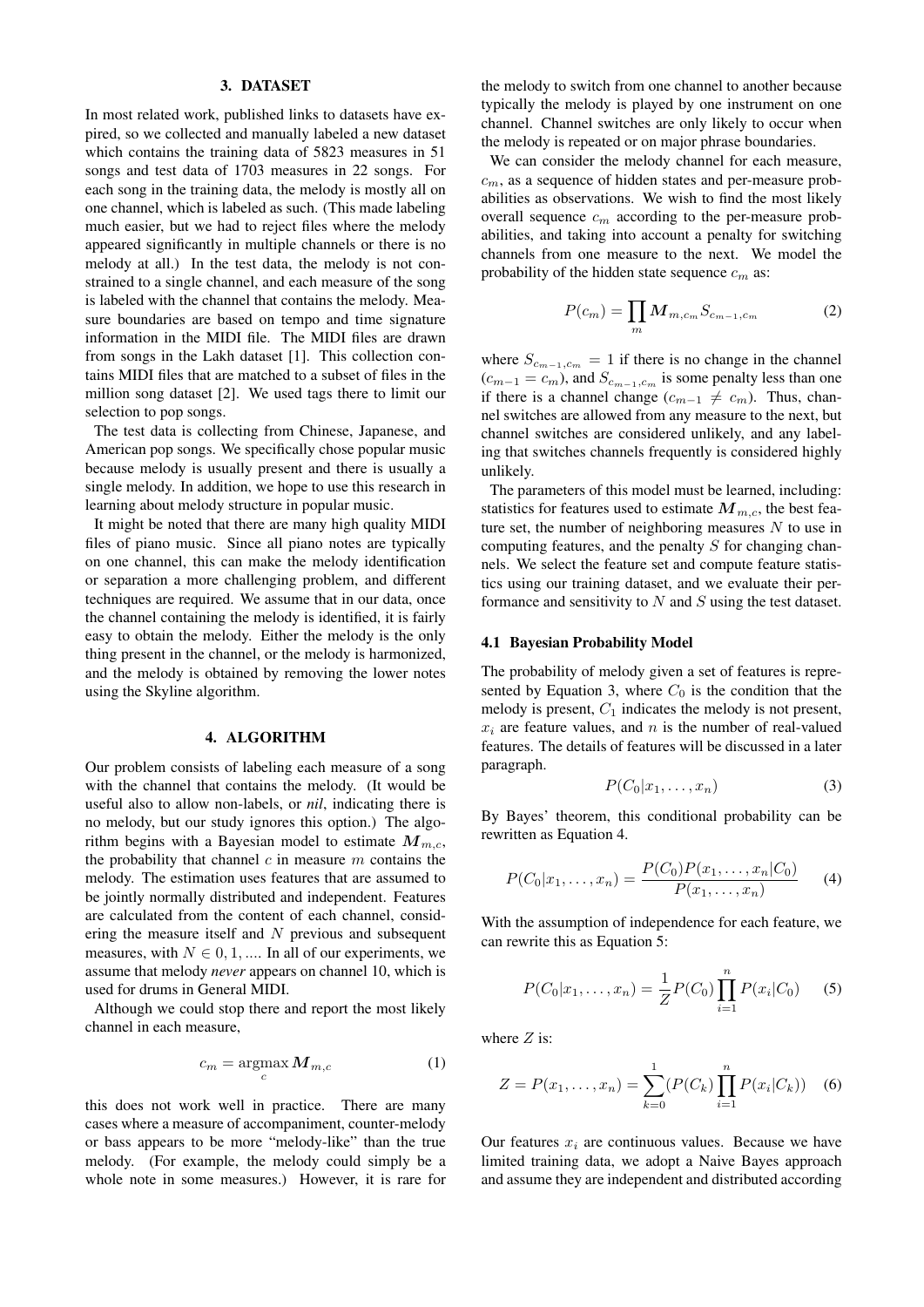## 3. DATASET

In most related work, published links to datasets have expired, so we collected and manually labeled a new dataset which contains the training data of 5823 measures in 51 songs and test data of 1703 measures in 22 songs. For each song in the training data, the melody is mostly all on one channel, which is labeled as such. (This made labeling much easier, but we had to reject files where the melody appeared significantly in multiple channels or there is no melody at all.) In the test data, the melody is not constrained to a single channel, and each measure of the song is labeled with the channel that contains the melody. Measure boundaries are based on tempo and time signature information in the MIDI file. The MIDI files are drawn from songs in the Lakh dataset [1]. This collection contains MIDI files that are matched to a subset of files in the million song dataset [2]. We used tags there to limit our selection to pop songs.

The test data is collecting from Chinese, Japanese, and American pop songs. We specifically chose popular music because melody is usually present and there is usually a single melody. In addition, we hope to use this research in learning about melody structure in popular music.

It might be noted that there are many high quality MIDI files of piano music. Since all piano notes are typically on one channel, this can make the melody identification or separation a more challenging problem, and different techniques are required. We assume that in our data, once the channel containing the melody is identified, it is fairly easy to obtain the melody. Either the melody is the only thing present in the channel, or the melody is harmonized, and the melody is obtained by removing the lower notes using the Skyline algorithm.

## 4. ALGORITHM

Our problem consists of labeling each measure of a song with the channel that contains the melody. (It would be useful also to allow non-labels, or *nil*, indicating there is no melody, but our study ignores this option.) The algorithm begins with a Bayesian model to estimate $\boldsymbol{M}_{m,c}$, the probability that channel $c$ in measure $m$ contains the melody. The estimation uses features that are assumed to be jointly normally distributed and independent. Features are calculated from the content of each channel, considering the measure itself and $N$ previous and subsequent measures, with $N \in 0, 1, ....$ In all of our experiments, we assume that melody *never* appears on channel 10, which is used for drums in General MIDI.

Although we could stop there and report the most likely channel in each measure,

$$c_m = \operatorname*{argmax}_c \boldsymbol{M}_{m,c} \tag{1}$$

this does not work well in practice. There are many cases where a measure of accompaniment, counter-melody or bass appears to be more "melody-like" than the true melody. (For example, the melody could simply be a whole note in some measures.) However, it is rare for the melody to switch from one channel to another because typically the melody is played by one instrument on one channel. Channel switches are only likely to occur when the melody is repeated or on major phrase boundaries.

We can consider the melody channel for each measure, $c_m$, as a sequence of hidden states and per-measure probabilities as observations. We wish to find the most likely overall sequence $c_m$ according to the per-measure probabilities, and taking into account a penalty for switching channels from one measure to the next. We model the probability of the hidden state sequence $c_m$ as:

$$P(c_m) = \prod_m \boldsymbol{M}_{m,c_m} S_{c_{m-1},c_m} \tag{2}$$

where $S_{c_{m-1},c_m} = 1$ if there is no change in the channel ($c_{m-1} = c_m$), and $S_{c_{m-1},c_m}$ is some penalty less than one if there is a channel change ($c_{m-1} \neq c_m$). Thus, channel switches are allowed from any measure to the next, but channel switches are considered unlikely, and any labeling that switches channels frequently is considered highly unlikely.

The parameters of this model must be learned, including: statistics for features used to estimate $\boldsymbol{M}_{m,c}$, the best feature set, the number of neighboring measures $N$ to use in computing features, and the penalty $S$ for changing channels. We select the feature set and compute feature statistics using our training dataset, and we evaluate their performance and sensitivity to $N$ and $S$ using the test dataset.

### 4.1 Bayesian Probability Model

The probability of melody given a set of features is represented by Equation 3, where $C_0$ is the condition that the melody is present, $C_1$ indicates the melody is not present, $x_i$ are feature values, and $n$ is the number of real-valued features. The details of features will be discussed in a later paragraph.

$$P(C_0|x_1, \ldots, x_n) \tag{3}$$

By Bayes' theorem, this conditional probability can be rewritten as Equation 4.

$$P(C_0|x_1, \ldots, x_n) = \frac{P(C_0)P(x_1, \ldots, x_n|C_0)}{P(x_1, \ldots, x_n)} \tag{4}$$

With the assumption of independence for each feature, we can rewrite this as Equation 5:

$$P(C_0|x_1, \ldots, x_n) = \frac{1}{Z} P(C_0) \prod_{i=1}^{n} P(x_i|C_0) \tag{5}$$

where $Z$ is:

$$Z = P(x_1, \ldots, x_n) = \sum_{k=0}^{1} (P(C_k) \prod_{i=1}^{n} P(x_i|C_k)) \tag{6}$$

Our features $x_i$ are continuous values. Because we have limited training data, we adopt a Naive Bayes approach and assume they are independent and distributed according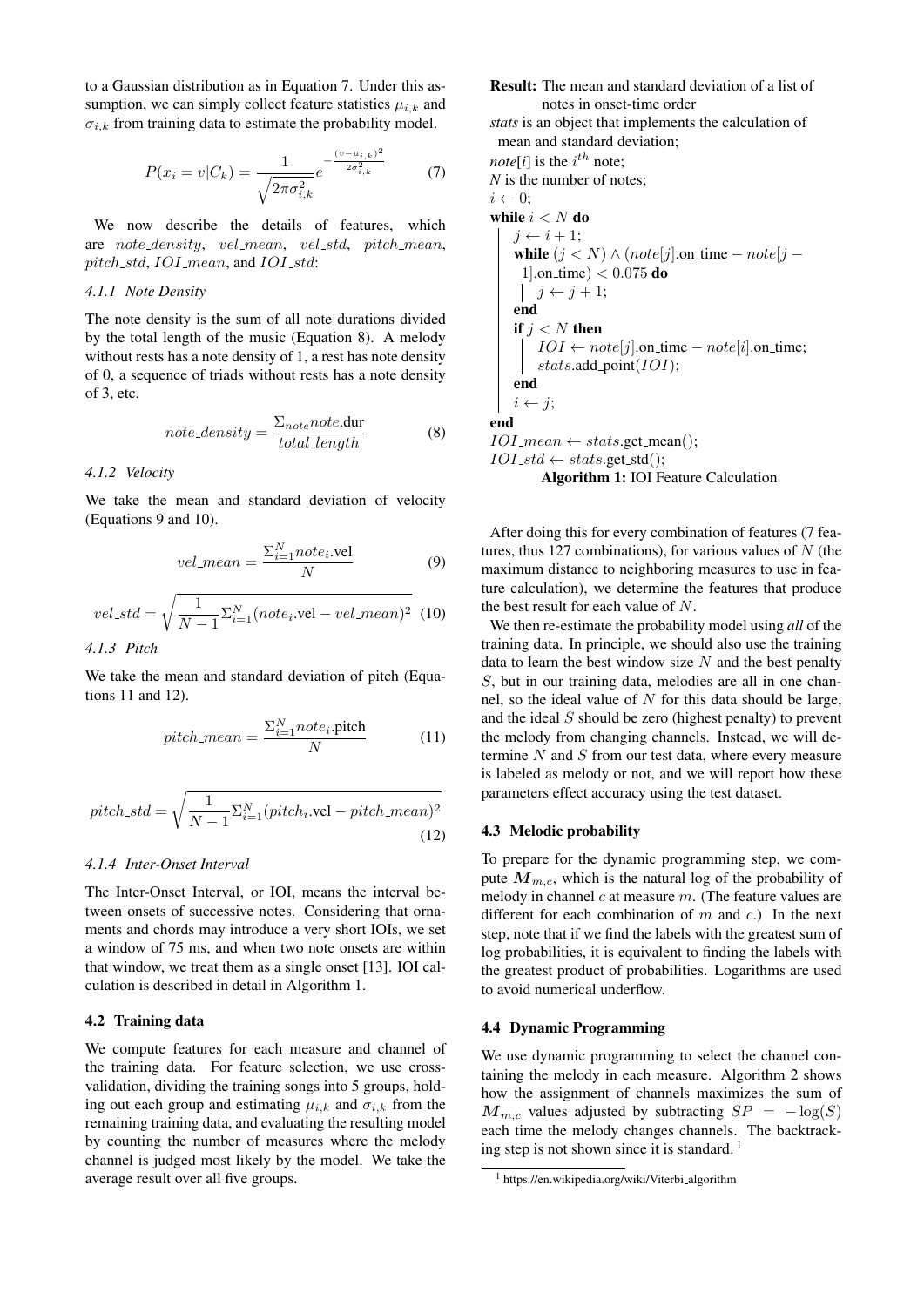to a Gaussian distribution as in Equation 7. Under this assumption, we can simply collect feature statistics $\mu_{i,k}$ and $\sigma_{i,k}$ from training data to estimate the probability model.

$$P(x_i = v|C_k) = \frac{1}{\sqrt{2\pi\sigma_{i,k}^2}} e^{-\frac{(v-\mu_{i,k})^2}{2\sigma_{i,k}^2}} \tag{7}$$

We now describe the details of features, which are $note\_density$, $vel\_mean$, $vel\_std$, $pitch\_mean$, $pitch\_std$, $IOI\_mean$, and $IOI\_std$:

#### 4.1.1 Note Density

The note density is the sum of all note durations divided by the total length of the music (Equation 8). A melody without rests has a note density of 1, a rest has note density of 0, a sequence of triads without rests has a note density of 3, etc.

$$note\_density = \frac{\Sigma_{note} note.\text{dur}}{total\_length} \tag{8}$$

#### 4.1.2 Velocity

We take the mean and standard deviation of velocity (Equations 9 and 10).

$$vel\_mean = \frac{\Sigma_{i=1}^{N} note_i.\text{vel}}{N} \tag{9}$$

$$vel\_std = \sqrt{\frac{1}{N-1}\Sigma_{i=1}^{N}(note_i.\text{vel} - vel\_mean)^2} \tag{10}$$

#### 4.1.3 Pitch

We take the mean and standard deviation of pitch (Equations 11 and 12).

$$pitch\_mean = \frac{\Sigma_{i=1}^{N} note_i.\text{pitch}}{N} \tag{11}$$

$$pitch\_std = \sqrt{\frac{1}{N-1}\Sigma_{i=1}^{N}(pitch_i.\text{vel} - pitch\_mean)^2} \tag{12}$$

#### 4.1.4 Inter-Onset Interval

The Inter-Onset Interval, or IOI, means the interval between onsets of successive notes. Considering that ornaments and chords may introduce a very short IOIs, we set a window of 75 ms, and when two note onsets are within that window, we treat them as a single onset [13]. IOI calculation is described in detail in Algorithm 1.

```
Result: The mean and standard deviation of a list of
        notes in onset-time order
stats is an object that implements the calculation of
  mean and standard deviation;
note[i] is the i^th note;
N is the number of notes;
i ← 0;
while i < N do
    j ← i + 1;
    while (j < N) ∧ (note[j].on_time − note[j − 1].on_time) < 0.075 do
        j ← j + 1;
    end
    if j < N then
        IOI ← note[j].on_time − note[i].on_time;
        stats.add_point(IOI);
    end
    i ← j;
end
IOI_mean ← stats.get_mean();
IOI_std ← stats.get_std();
```

**Algorithm 1:** IOI Feature Calculation

### 4.2 Training data

We compute features for each measure and channel of the training data. For feature selection, we use cross-validation, dividing the training songs into 5 groups, holding out each group and estimating $\mu_{i,k}$ and $\sigma_{i,k}$ from the remaining training data, and evaluating the resulting model by counting the number of measures where the melody channel is judged most likely by the model. We take the average result over all five groups.

After doing this for every combination of features (7 features, thus 127 combinations), for various values of $N$ (the maximum distance to neighboring measures to use in feature calculation), we determine the features that produce the best result for each value of $N$.

We then re-estimate the probability model using *all* of the training data. In principle, we should also use the training data to learn the best window size $N$ and the best penalty $S$, but in our training data, melodies are all in one channel, so the ideal value of $N$ for this data should be large, and the ideal $S$ should be zero (highest penalty) to prevent the melody from changing channels. Instead, we will determine $N$ and $S$ from our test data, where every measure is labeled as melody or not, and we will report how these parameters effect accuracy using the test dataset.

### 4.3 Melodic probability

To prepare for the dynamic programming step, we compute $\boldsymbol{M}_{m,c}$, which is the natural log of the probability of melody in channel $c$ at measure $m$. (The feature values are different for each combination of $m$ and $c$.) In the next step, note that if we find the labels with the greatest sum of log probabilities, it is equivalent to finding the labels with the greatest product of probabilities. Logarithms are used to avoid numerical underflow.

### 4.4 Dynamic Programming

We use dynamic programming to select the channel containing the melody in each measure. Algorithm 2 shows how the assignment of channels maximizes the sum of $\boldsymbol{M}_{m,c}$ values adjusted by subtracting $SP = -\log(S)$ each time the melody changes channels. The backtracking step is not shown since it is standard. [1]

[1] https://en.wikipedia.org/wiki/Viterbi_algorithm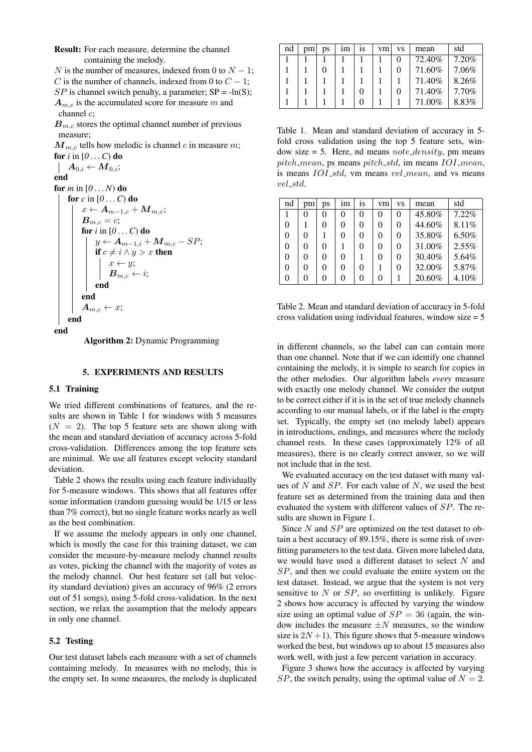**Result:** For each measure, determine the channel containing the melody.

$N$ is the number of measures, indexed from 0 to $N-1$;
$C$ is the number of channels, indexed from 0 to $C-1$;
$SP$ is channel switch penalty, a parameter; SP = -ln(S);
$\boldsymbol{A}_{m,c}$ is the accumulated score for measure $m$ and channel $c$;
$\boldsymbol{B}_{m,c}$ stores the optimal channel number of previous measure;
$\boldsymbol{M}_{m,c}$ tells how melodic is channel $c$ in measure $m$;

```
for i in [0 ... C) do
    A_{0,i} ← M_{0,i};
end
for m in [0 ... N) do
    for c in [0 ... C) do
        x ← A_{m-1,c} + M_{m,c};
        B_{m,c} = c;
        for i in [0 ... C) do
            y ← A_{m-1,i} + M_{m,c} − SP;
            if c ≠ i ∧ y > x then
                x ← y;
                B_{m,c} ← i;
            end
        end
        A_{m,c} ← x;
    end
end
```

**Algorithm 2:** Dynamic Programming

## 5. EXPERIMENTS AND RESULTS

### 5.1 Training

We tried different combinations of features, and the results are shown in Table 1 for windows with 5 measures ($N = 2$). The top 5 feature sets are shown along with the mean and standard deviation of accuracy across 5-fold cross-validation. Differences among the top feature sets are minimal. We use all features except velocity standard deviation.

Table 2 shows the results using each feature individually for 5-measure windows. This shows that all features offer some information (random guessing would be 1/15 or less than 7% correct), but no single feature works nearly as well as the best combination.

If we assume the melody appears in only one channel, which is mostly the case for this training dataset, we can consider the measure-by-measure melody channel results as votes, picking the channel with the majority of votes as the melody channel. Our best feature set (all but velocity standard deviation) gives an accuracy of 96% (2 errors out of 51 songs), using 5-fold cross-validation. In the next section, we relax the assumption that the melody appears in only one channel.

### 5.2 Testing

Our test dataset labels each measure with a set of channels containing melody. In measures with no melody, this is the empty set. In some measures, the melody is duplicated in different channels, so the label can can contain more than one channel. Note that if we can identify one channel containing the melody, it is simple to search for copies in the other melodies. Our algorithm labels *every* measure with exactly one melody channel. We consider the output to be correct either if it is in the set of true melody channels according to our manual labels, or if the label is the empty set. Typically, the empty set (no melody label) appears in introductions, endings, and measures where the melody channel rests. In these cases (approximately 12% of all measures), there is no clearly correct answer, so we will not include that in the test.

| nd | pm | ps | im | is | vm | vs | mean | std |
|---|---|---|---|---|---|---|---|---|
| 1 | 1 | 1 | 1 | 1 | 1 | 0 | 72.40% | 7.20% |
| 1 | 1 | 0 | 1 | 1 | 1 | 0 | 71.60% | 7.06% |
| 1 | 1 | 1 | 1 | 1 | 1 | 1 | 71.40% | 8.26% |
| 1 | 1 | 1 | 1 | 0 | 1 | 0 | 71.40% | 7.70% |
| 1 | 1 | 1 | 1 | 0 | 1 | 1 | 71.00% | 8.83% |

Table 1. Mean and standard deviation of accuracy in 5-fold cross validation using the top 5 feature sets, window size = 5. Here, nd means *note_density*, pm means *pitch_mean*, ps means *pitch_std*, im means *IOI_mean*, is means *IOI_std*, vm means *vel_mean*, and vs means *vel_std*.

| nd | pm | ps | im | is | vm | vs | mean | std |
|---|---|---|---|---|---|---|---|---|
| 1 | 0 | 0 | 0 | 0 | 0 | 0 | 45.80% | 7.22% |
| 0 | 1 | 0 | 0 | 0 | 0 | 0 | 44.60% | 8.11% |
| 0 | 0 | 1 | 0 | 0 | 0 | 0 | 35.80% | 6.50% |
| 0 | 0 | 0 | 1 | 0 | 0 | 0 | 31.00% | 2.55% |
| 0 | 0 | 0 | 0 | 1 | 0 | 0 | 30.40% | 5.64% |
| 0 | 0 | 0 | 0 | 0 | 1 | 0 | 32.00% | 5.87% |
| 0 | 0 | 0 | 0 | 0 | 0 | 1 | 20.60% | 4.10% |

Table 2. Mean and standard deviation of accuracy in 5-fold cross validation using individual features, window size = 5

We evaluated accuracy on the test dataset with many values of $N$ and $SP$. For each value of $N$, we used the best feature set as determined from the training data and then evaluated the system with different values of $SP$. The results are shown in Figure 1.

Since $N$ and $SP$ are optimized on the test dataset to obtain a best accuracy of 89.15%, there is some risk of overfitting parameters to the test data. Given more labeled data, we would have used a different dataset to select $N$ and $SP$, and then we could evaluate the entire system on the test dataset. Instead, we argue that the system is not very sensitive to $N$ or $SP$, so overfitting is unlikely. Figure 2 shows how accuracy is affected by varying the window size using an optimal value of $SP = 36$ (again, the window includes the measure $\pm N$ measures, so the window size is $2N+1$). This figure shows that 5-measure windows worked the best, but windows up to about 15 measures also work well, with just a few percent variation in accuracy.

Figure 3 shows how the accuracy is affected by varying $SP$, the switch penalty, using the optimal value of $N = 2$.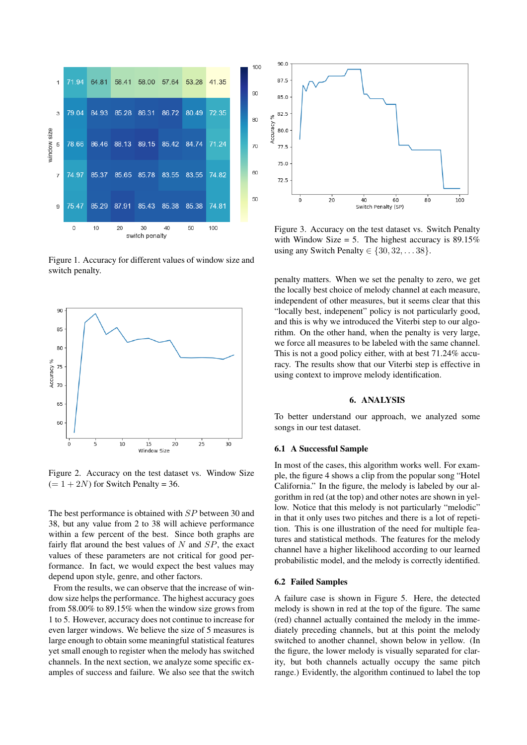Figure 1. Accuracy for different values of window size and switch penalty.

Figure 2. Accuracy on the test dataset vs. Window Size ($= 1 + 2N$) for Switch Penalty = 36.

The best performance is obtained with $SP$ between 30 and 38, but any value from 2 to 38 will achieve performance within a few percent of the best. Since both graphs are fairly flat around the best values of $N$ and $SP$, the exact values of these parameters are not critical for good performance. In fact, we would expect the best values may depend upon style, genre, and other factors.

From the results, we can observe that the increase of window size helps the performance. The highest accuracy goes from 58.00% to 89.15% when the window size grows from 1 to 5. However, accuracy does not continue to increase for even larger windows. We believe the size of 5 measures is large enough to obtain some meaningful statistical features yet small enough to register when the melody has switched channels. In the next section, we analyze some specific examples of success and failure. We also see that the switch

Figure 3. Accuracy on the test dataset vs. Switch Penalty with Window Size = 5. The highest accuracy is 89.15% using any Switch Penalty $\in \{30, 32, \ldots 38\}$.

penalty matters. When we set the penalty to zero, we get the locally best choice of melody channel at each measure, independent of other measures, but it seems clear that this "locally best, indepenent" policy is not particularly good, and this is why we introduced the Viterbi step to our algorithm. On the other hand, when the penalty is very large, we force all measures to be labeled with the same channel. This is not a good policy either, with at best 71.24% accuracy. The results show that our Viterbi step is effective in using context to improve melody identification.

## 6. ANALYSIS

To better understand our approach, we analyzed some songs in our test dataset.

### 6.1 A Successful Sample

In most of the cases, this algorithm works well. For example, the figure 4 shows a clip from the popular song "Hotel California." In the figure, the melody is labeled by our algorithm in red (at the top) and other notes are shown in yellow. Notice that this melody is not particularly "melodic" in that it only uses two pitches and there is a lot of repetition. This is one illustration of the need for multiple features and statistical methods. The features for the melody channel have a higher likelihood according to our learned probabilistic model, and the melody is correctly identified.

### 6.2 Failed Samples

A failure case is shown in Figure 5. Here, the detected melody is shown in red at the top of the figure. The same (red) channel actually contained the melody in the immediately preceding channels, but at this point the melody switched to another channel, shown below in yellow. (In the figure, the lower melody is visually separated for clarity, but both channels actually occupy the same pitch range.) Evidently, the algorithm continued to label the top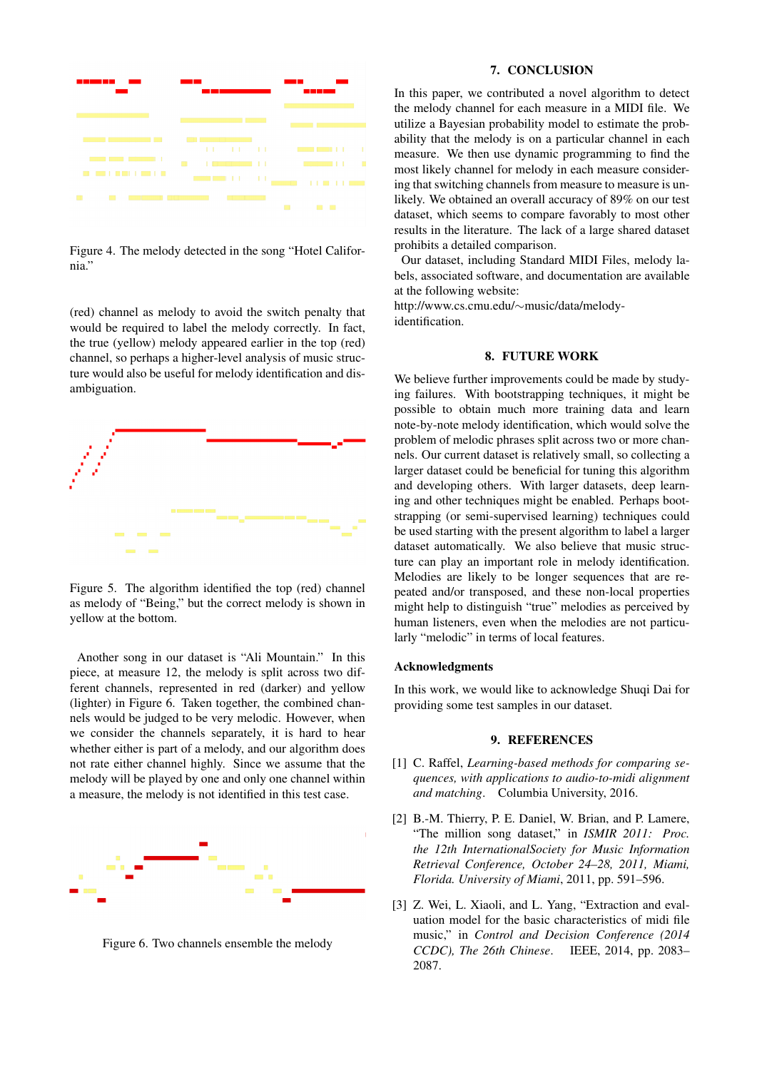Figure 4. The melody detected in the song "Hotel California."

(red) channel as melody to avoid the switch penalty that would be required to label the melody correctly. In fact, the true (yellow) melody appeared earlier in the top (red) channel, so perhaps a higher-level analysis of music structure would also be useful for melody identification and disambiguation.

Figure 5. The algorithm identified the top (red) channel as melody of "Being," but the correct melody is shown in yellow at the bottom.

Another song in our dataset is "Ali Mountain." In this piece, at measure 12, the melody is split across two different channels, represented in red (darker) and yellow (lighter) in Figure 6. Taken together, the combined channels would be judged to be very melodic. However, when we consider the channels separately, it is hard to hear whether either is part of a melody, and our algorithm does not rate either channel highly. Since we assume that the melody will be played by one and only one channel within a measure, the melody is not identified in this test case.

Figure 6. Two channels ensemble the melody

## 7. CONCLUSION

In this paper, we contributed a novel algorithm to detect the melody channel for each measure in a MIDI file. We utilize a Bayesian probability model to estimate the probability that the melody is on a particular channel in each measure. We then use dynamic programming to find the most likely channel for melody in each measure considering that switching channels from measure to measure is unlikely. We obtained an overall accuracy of 89% on our test dataset, which seems to compare favorably to most other results in the literature. The lack of a large shared dataset prohibits a detailed comparison.

Our dataset, including Standard MIDI Files, melody labels, associated software, and documentation are available at the following website:
http://www.cs.cmu.edu/∼music/data/melody-identification.

## 8. FUTURE WORK

We believe further improvements could be made by studying failures. With bootstrapping techniques, it might be possible to obtain much more training data and learn note-by-note melody identification, which would solve the problem of melodic phrases split across two or more channels. Our current dataset is relatively small, so collecting a larger dataset could be beneficial for tuning this algorithm and developing others. With larger datasets, deep learning and other techniques might be enabled. Perhaps bootstrapping (or semi-supervised learning) techniques could be used starting with the present algorithm to label a larger dataset automatically. We also believe that music structure can play an important role in melody identification. Melodies are likely to be longer sequences that are repeated and/or transposed, and these non-local properties might help to distinguish "true" melodies as perceived by human listeners, even when the melodies are not particularly "melodic" in terms of local features.

### Acknowledgments

In this work, we would like to acknowledge Shuqi Dai for providing some test samples in our dataset.

## 9. REFERENCES

[1] C. Raffel, *Learning-based methods for comparing sequences, with applications to audio-to-midi alignment and matching*. Columbia University, 2016.

[2] B.-M. Thierry, P. E. Daniel, W. Brian, and P. Lamere, "The million song dataset," in *ISMIR 2011: Proc. the 12th InternationalSociety for Music Information Retrieval Conference, October 24–28, 2011, Miami, Florida. University of Miami*, 2011, pp. 591–596.

[3] Z. Wei, L. Xiaoli, and L. Yang, "Extraction and evaluation model for the basic characteristics of midi file music," in *Control and Decision Conference (2014 CCDC), The 26th Chinese*. IEEE, 2014, pp. 2083–2087.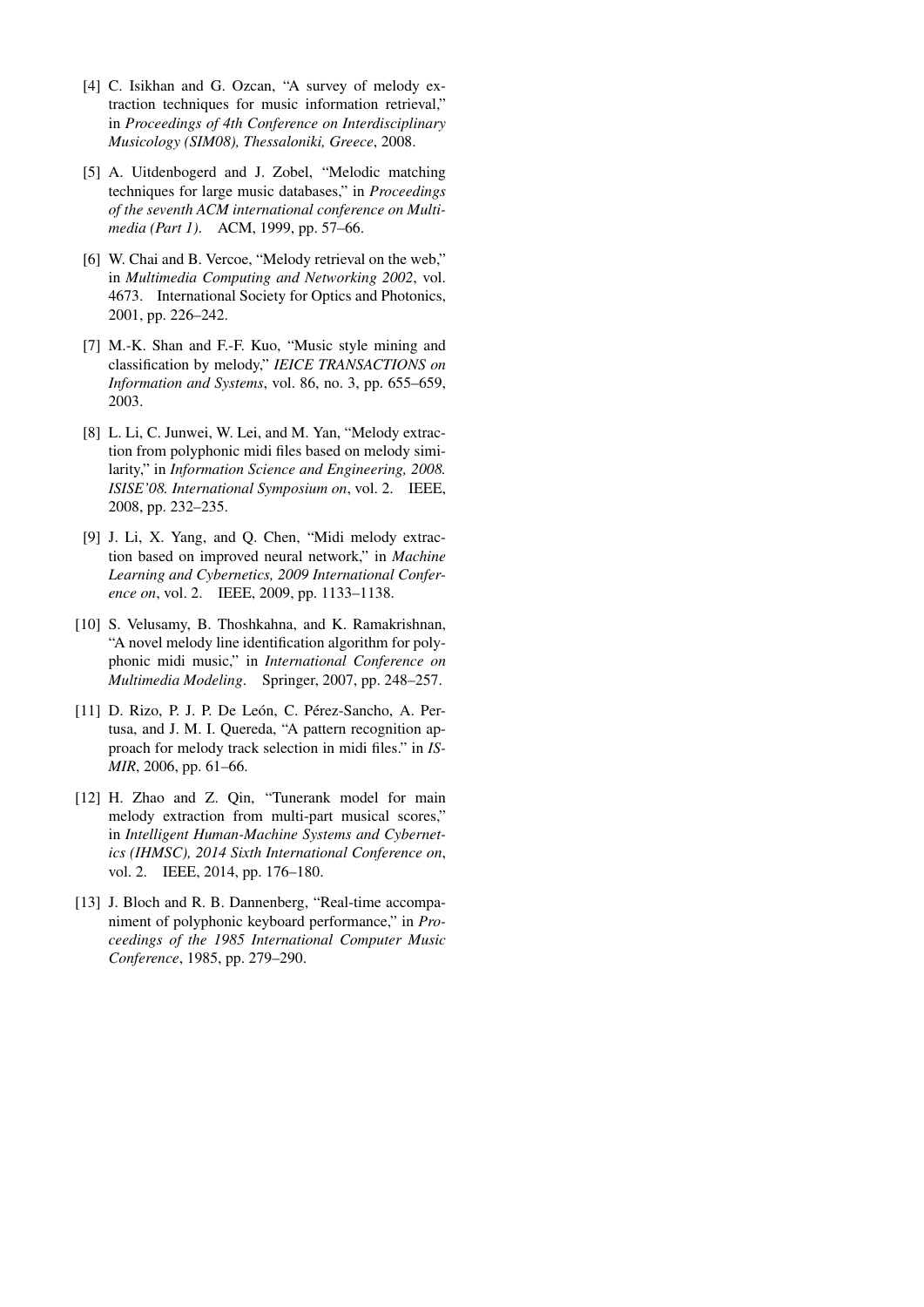[4] C. Isikhan and G. Ozcan, "A survey of melody extraction techniques for music information retrieval," in *Proceedings of 4th Conference on Interdisciplinary Musicology (SIM08), Thessaloniki, Greece*, 2008.

[5] A. Uitdenbogerd and J. Zobel, "Melodic matching techniques for large music databases," in *Proceedings of the seventh ACM international conference on Multimedia (Part 1)*. ACM, 1999, pp. 57–66.

[6] W. Chai and B. Vercoe, "Melody retrieval on the web," in *Multimedia Computing and Networking 2002*, vol. 4673. International Society for Optics and Photonics, 2001, pp. 226–242.

[7] M.-K. Shan and F.-F. Kuo, "Music style mining and classification by melody," *IEICE TRANSACTIONS on Information and Systems*, vol. 86, no. 3, pp. 655–659, 2003.

[8] L. Li, C. Junwei, W. Lei, and M. Yan, "Melody extraction from polyphonic midi files based on melody similarity," in *Information Science and Engineering, 2008. ISISE'08. International Symposium on*, vol. 2. IEEE, 2008, pp. 232–235.

[9] J. Li, X. Yang, and Q. Chen, "Midi melody extraction based on improved neural network," in *Machine Learning and Cybernetics, 2009 International Conference on*, vol. 2. IEEE, 2009, pp. 1133–1138.

[10] S. Velusamy, B. Thoshkahna, and K. Ramakrishnan, "A novel melody line identification algorithm for polyphonic midi music," in *International Conference on Multimedia Modeling*. Springer, 2007, pp. 248–257.

[11] D. Rizo, P. J. P. De León, C. Pérez-Sancho, A. Pertusa, and J. M. I. Quereda, "A pattern recognition approach for melody track selection in midi files." in *ISMIR*, 2006, pp. 61–66.

[12] H. Zhao and Z. Qin, "Tunerank model for main melody extraction from multi-part musical scores," in *Intelligent Human-Machine Systems and Cybernetics (IHMSC), 2014 Sixth International Conference on*, vol. 2. IEEE, 2014, pp. 176–180.

[13] J. Bloch and R. B. Dannenberg, "Real-time accompaniment of polyphonic keyboard performance," in *Proceedings of the 1985 International Computer Music Conference*, 1985, pp. 279–290.